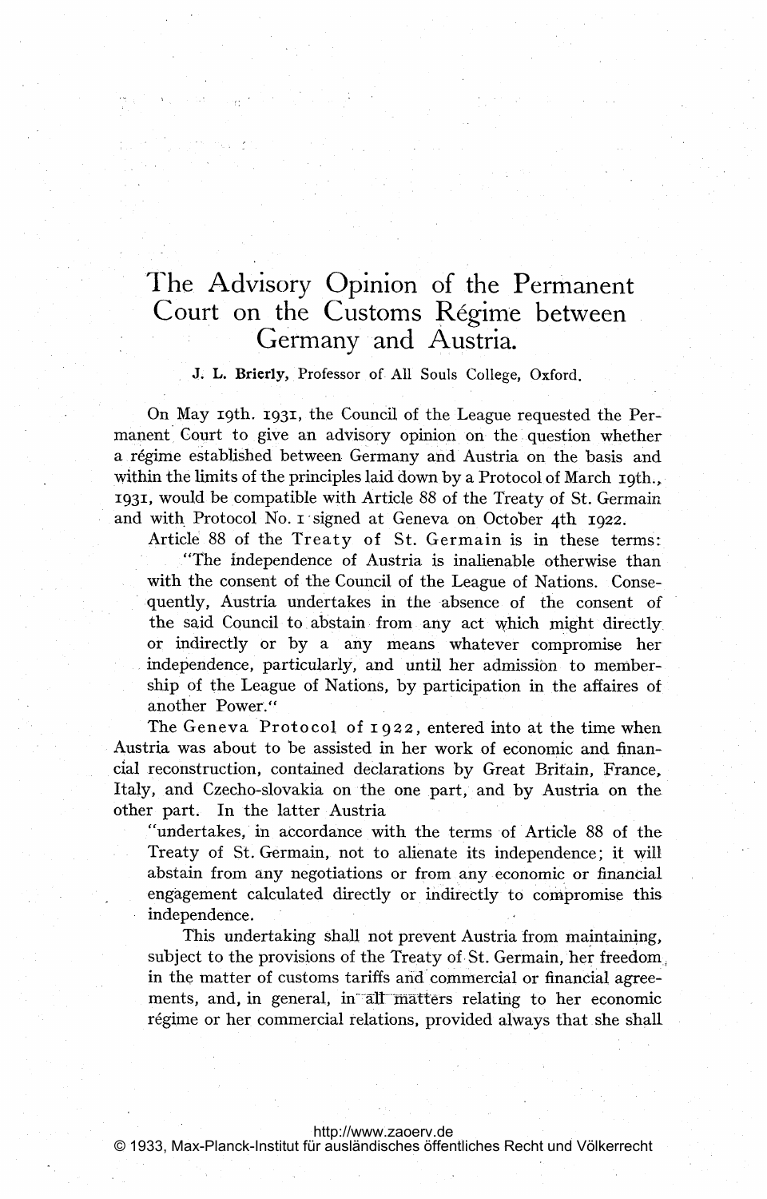# The Advisory Opinion of the Permanent Court on the Customs Régime between Germany and Austria.

J. L. Brierly, Professor of All Souls College, Oxford.

On May 19th. 1931, the Council of the League requested the Permanent Court to give an advisory opinion on the question whether a régime established between Germany and Austria on the basis and within the limits of the principles laid down by a Protocol of March 19th., 1931, would be compatible with Article 88 of the Treaty of St. Germain and with Protocol No. 1 signed at Geneva on October 4th 1922.

Article 88 of the Treaty of St. Germain is in these terms:

> "The independence of Austria is inalienable otherwise than with the consent of the Council of the League of Nations. Consequently, Austria undertakes in the absence of the consent of the said Council to abstain from any act which might directly or indirectly or by a any means whatever compromise her independence, particularly, and until her admission to membership of the League of Nations, by participation in the affaires of another Power."

The Geneva Protocol of 1922, entered into at the time when Austria was about to be assisted in her work of economic and financial reconstruction, contained declarations by Great Britain, France, Italy, and Czecho-slovakia on the one part, and by Austria on the other part. In the latter Austria

> "undertakes, in accordance with the terms of Article 88 of the Treaty of St. Germain, not to alienate its independence; it will abstain from any negotiations or from any economic or financial engagement calculated directly or indirectly to compromise this independence.
>
> This undertaking shall not prevent Austria from maintaining, subject to the provisions of the Treaty of St. Germain, her freedom, in the matter of customs tariffs and commercial or financial agreements, and, in general, in all matters relating to her economic régime or her commercial relations, provided always that she shall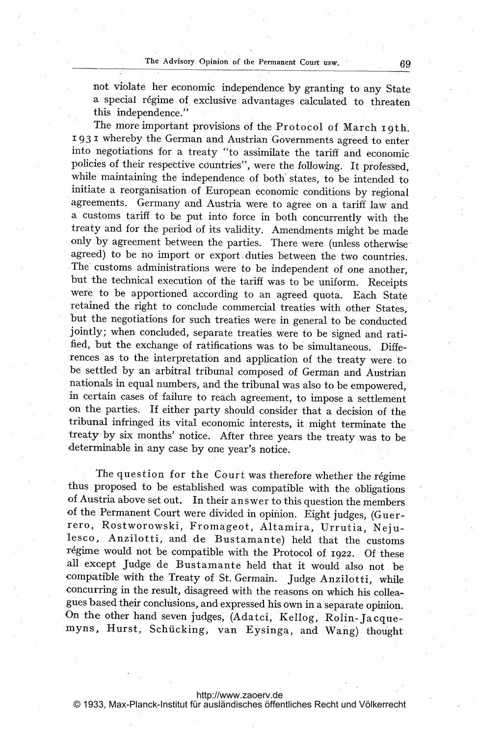not violate her economic independence by granting to any State a special régime of exclusive advantages calculated to threaten this independence."

The more important provisions of the Protocol of March 19th. 1931 whereby the German and Austrian Governments agreed to enter into negotiations for a treaty "to assimilate the tariff and economic policies of their respective countries", were the following. It professed, while maintaining the independence of both states, to be intended to initiate a reorganisation of European economic conditions by regional agreements. Germany and Austria were to agree on a tariff law and a customs tariff to be put into force in both concurrently with the treaty and for the period of its validity. Amendments might be made only by agreement between the parties. There were (unless otherwise agreed) to be no import or export duties between the two countries. The customs administrations were to be independent of one another, but the technical execution of the tariff was to be uniform. Receipts were to be apportioned according to an agreed quota. Each State retained the right to conclude commercial treaties with other States, but the negotiations for such treaties were in general to be conducted jointly; when concluded, separate treaties were to be signed and ratified, but the exchange of ratifications was to be simultaneous. Differences as to the interpretation and application of the treaty were to be settled by an arbitral tribunal composed of German and Austrian nationals in equal numbers, and the tribunal was also to be empowered, in certain cases of failure to reach agreement, to impose a settlement on the parties. If either party should consider that a decision of the tribunal infringed its vital economic interests, it might terminate the treaty by six months' notice. After three years the treaty was to be determinable in any case by one year's notice.

The question for the Court was therefore whether the régime thus proposed to be established was compatible with the obligations of Austria above set out. In their answer to this question the members of the Permanent Court were divided in opinion. Eight judges, (Guerrero, Rostworowski, Fromageot, Altamira, Urrutia, Negulesco, Anzilotti, and de Bustamante) held that the customs régime would not be compatible with the Protocol of 1922. Of these all except Judge de Bustamante held that it would also not be compatible with the Treaty of St. Germain. Judge Anzilotti, while concurring in the result, disagreed with the reasons on which his colleagues based their conclusions, and expressed his own in a separate opinion. On the other hand seven judges, (Adatci, Kellog, Rolin-Jacquemyns, Hurst, Schücking, van Eysinga, and Wang) thought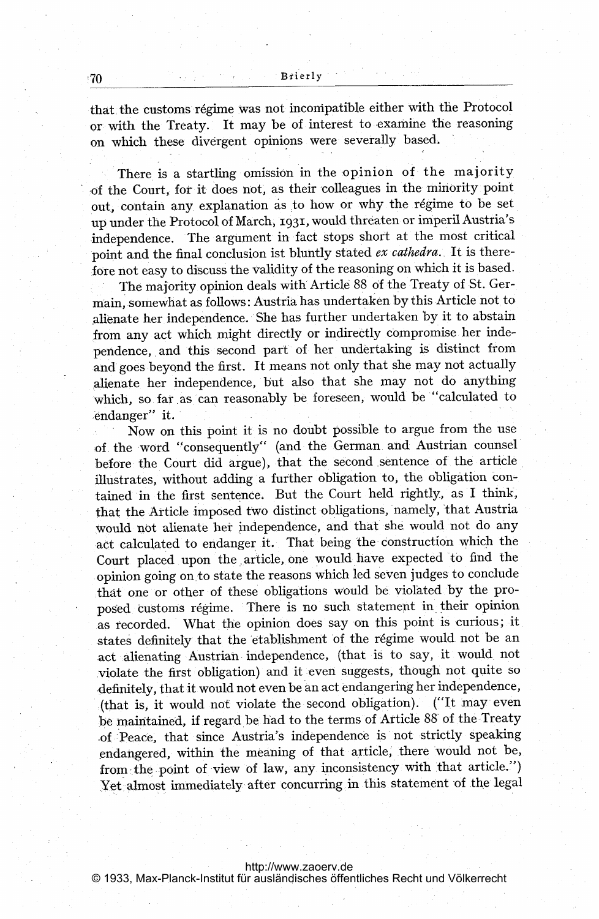that the customs régime was not incompatible either with the Protocol or with the Treaty. It may be of interest to examine the reasoning on which these divergent opinions were severally based.

There is a startling omission in the opinion of the majority of the Court, for it does not, as their colleagues in the minority point out, contain any explanation as to how or why the régime to be set up under the Protocol of March, 1931, would threaten or imperil Austria's independence. The argument in fact stops short at the most critical point and the final conclusion ist bluntly stated *ex cathedra*. It is therefore not easy to discuss the validity of the reasoning on which it is based.

The majority opinion deals with Article 88 of the Treaty of St. Germain, somewhat as follows: Austria has undertaken by this Article not to alienate her independence. She has further undertaken by it to abstain from any act which might directly or indirectly compromise her independence, and this second part of her undertaking is distinct from and goes beyond the first. It means not only that she may not actually alienate her independence, but also that she may not do anything which, so far as can reasonably be foreseen, would be "calculated to endanger" it.

Now on this point it is no doubt possible to argue from the use of the word "consequently" (and the German and Austrian counsel before the Court did argue), that the second sentence of the article illustrates, without adding a further obligation to, the obligation contained in the first sentence. But the Court held rightly, as I think, that the Article imposed two distinct obligations, namely, that Austria would not alienate her independence, and that she would not do any act calculated to endanger it. That being the construction which the Court placed upon the article, one would have expected to find the opinion going on to state the reasons which led seven judges to conclude that one or other of these obligations would be violated by the proposed customs régime. There is no such statement in their opinion as recorded. What the opinion does say on this point is curious; it states definitely that the etablishment of the régime would not be an act alienating Austrian independence, (that is to say, it would not violate the first obligation) and it even suggests, though not quite so definitely, that it would not even be an act endangering her independence, (that is, it would not violate the second obligation). ("It may even be maintained, if regard be had to the terms of Article 88 of the Treaty of Peace, that since Austria's independence is not strictly speaking endangered, within the meaning of that article, there would not be, from the point of view of law, any inconsistency with that article.") Yet almost immediately after concurring in this statement of the legal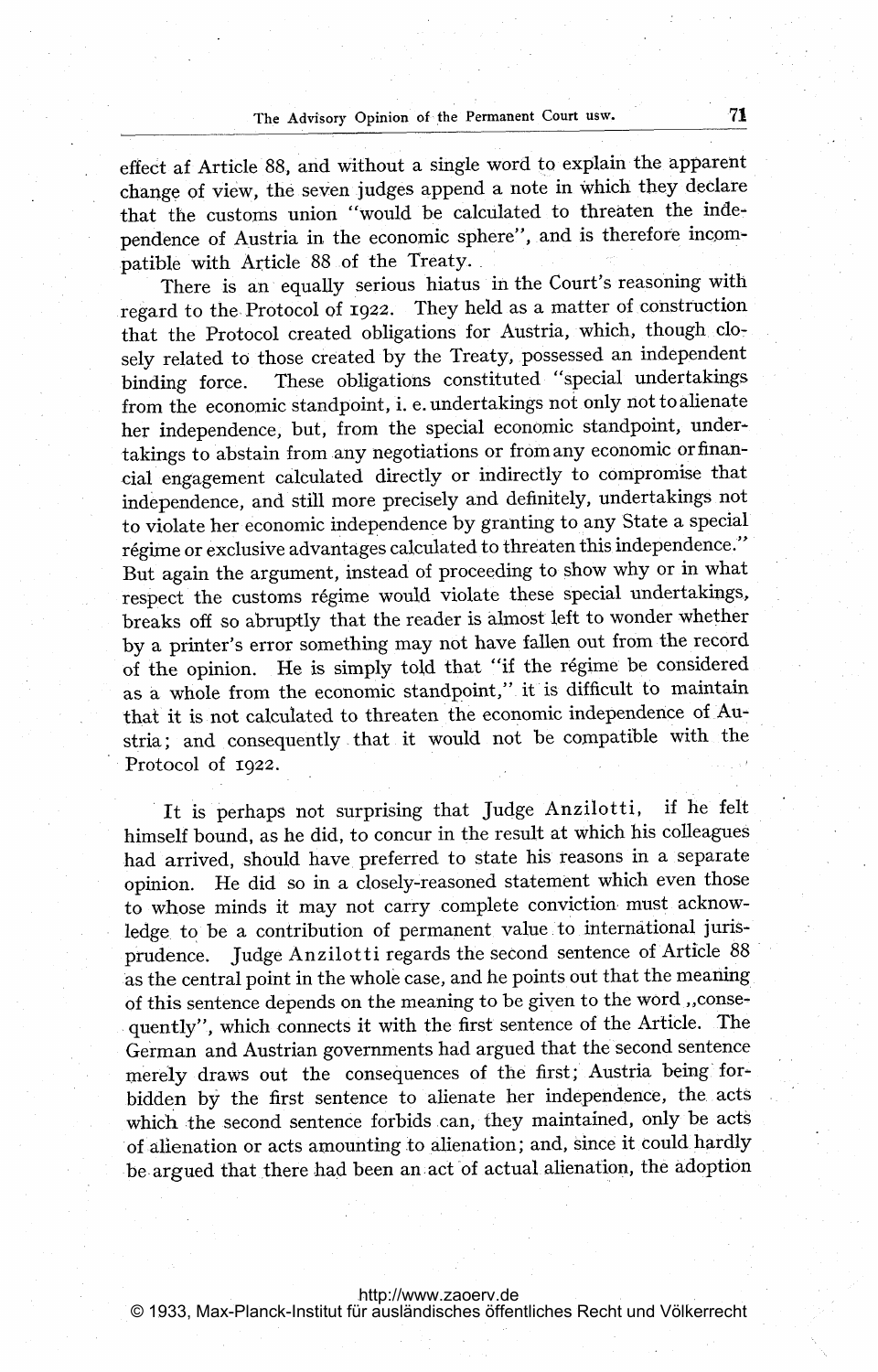effect af Article 88, and without a single word to explain the apparent change of view, the seven judges append a note in which they declare that the customs union "would be calculated to threaten the independence of Austria in the economic sphere", and is therefore incompatible with Article 88 of the Treaty.

There is an equally serious hiatus in the Court's reasoning with regard to the Protocol of 1922. They held as a matter of construction that the Protocol created obligations for Austria, which, though closely related to those created by the Treaty, possessed an independent binding force. These obligations constituted "special undertakings from the economic standpoint, i. e. undertakings not only not to alienate her independence, but, from the special economic standpoint, undertakings to abstain from any negotiations or from any economic or financial engagement calculated directly or indirectly to compromise that independence, and still more precisely and definitely, undertakings not to violate her economic independence by granting to any State a special régime or exclusive advantages calculated to threaten this independence." But again the argument, instead of proceeding to show why or in what respect the customs régime would violate these special undertakings, breaks off so abruptly that the reader is almost left to wonder whether by a printer's error something may not have fallen out from the record of the opinion. He is simply told that "if the régime be considered as a whole from the economic standpoint," it is difficult to maintain that it is not calculated to threaten the economic independence of Austria; and consequently that it would not be compatible with the Protocol of 1922.

It is perhaps not surprising that Judge Anzilotti, if he felt himself bound, as he did, to concur in the result at which his colleagues had arrived, should have preferred to state his reasons in a separate opinion. He did so in a closely-reasoned statement which even those to whose minds it may not carry complete conviction must acknowledge to be a contribution of permanent value to international jurisprudence. Judge Anzilotti regards the second sentence of Article 88 as the central point in the whole case, and he points out that the meaning of this sentence depends on the meaning to be given to the word „consequently", which connects it with the first sentence of the Article. The German and Austrian governments had argued that the second sentence merely draws out the consequences of the first; Austria being forbidden by the first sentence to alienate her independence, the acts which the second sentence forbids can, they maintained, only be acts of alienation or acts amounting to alienation; and, since it could hardly be argued that there had been an act of actual alienation, the adoption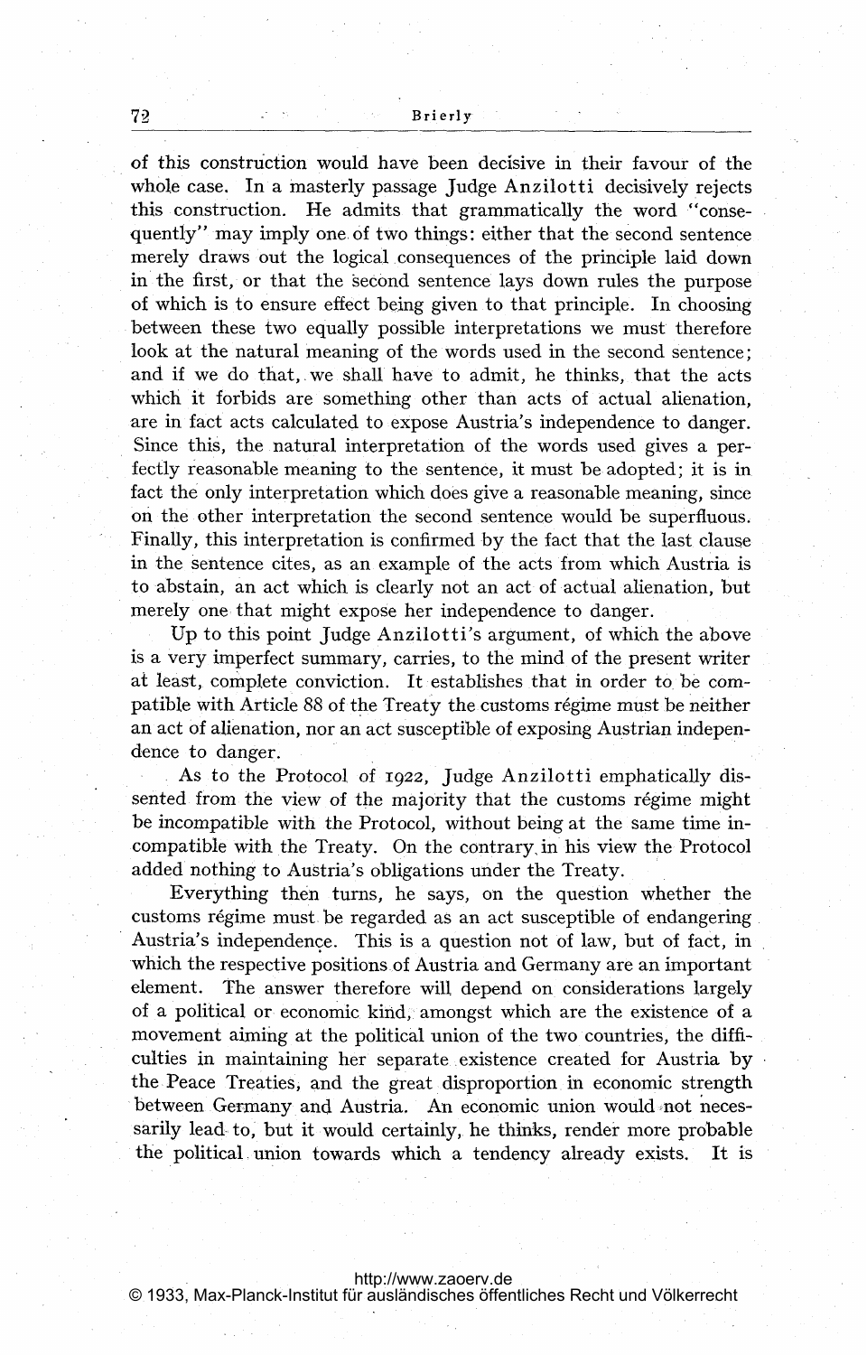of this construction would have been decisive in their favour of the whole case. In a masterly passage Judge Anzilotti decisively rejects this construction. He admits that grammatically the word "consequently" may imply one of two things: either that the second sentence merely draws out the logical consequences of the principle laid down in the first, or that the second sentence lays down rules the purpose of which is to ensure effect being given to that principle. In choosing between these two equally possible interpretations we must therefore look at the natural meaning of the words used in the second sentence; and if we do that, we shall have to admit, he thinks, that the acts which it forbids are something other than acts of actual alienation, are in fact acts calculated to expose Austria's independence to danger. Since this, the natural interpretation of the words used gives a perfectly reasonable meaning to the sentence, it must be adopted; it is in fact the only interpretation which does give a reasonable meaning, since on the other interpretation the second sentence would be superfluous. Finally, this interpretation is confirmed by the fact that the last clause in the sentence cites, as an example of the acts from which Austria is to abstain, an act which is clearly not an act of actual alienation, but merely one that might expose her independence to danger.

Up to this point Judge Anzilotti's argument, of which the above is a very imperfect summary, carries, to the mind of the present writer at least, complete conviction. It establishes that in order to be compatible with Article 88 of the Treaty the customs régime must be neither an act of alienation, nor an act susceptible of exposing Austrian independence to danger.

As to the Protocol of 1922, Judge Anzilotti emphatically dissented from the view of the majority that the customs régime might be incompatible with the Protocol, without being at the same time incompatible with the Treaty. On the contrary in his view the Protocol added nothing to Austria's obligations under the Treaty.

Everything then turns, he says, on the question whether the customs régime must be regarded as an act susceptible of endangering Austria's independence. This is a question not of law, but of fact, in which the respective positions of Austria and Germany are an important element. The answer therefore will depend on considerations largely of a political or economic kind, amongst which are the existence of a movement aiming at the political union of the two countries, the difficulties in maintaining her separate existence created for Austria by the Peace Treaties, and the great disproportion in economic strength between Germany and Austria. An economic union would not necessarily lead to, but it would certainly, he thinks, render more probable the political union towards which a tendency already exists. It is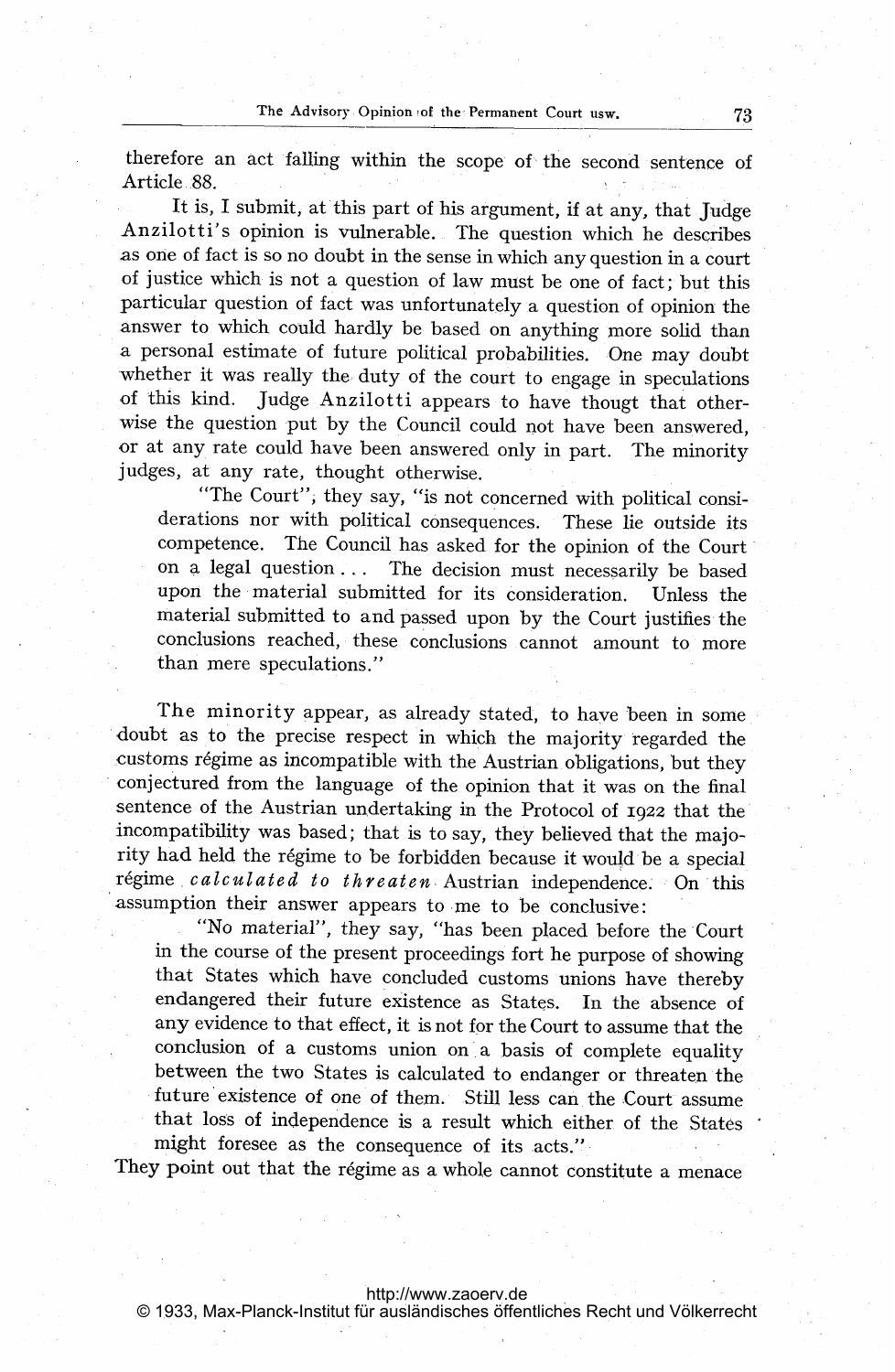therefore an act falling within the scope of the second sentence of Article 88.

It is, I submit, at this part of his argument, if at any, that Judge Anzilotti's opinion is vulnerable. The question which he describes as one of fact is so no doubt in the sense in which any question in a court of justice which is not a question of law must be one of fact; but this particular question of fact was unfortunately a question of opinion the answer to which could hardly be based on anything more solid than a personal estimate of future political probabilities. One may doubt whether it was really the duty of the court to engage in speculations of this kind. Judge Anzilotti appears to have thougt that otherwise the question put by the Council could not have been answered, or at any rate could have been answered only in part. The minority judges, at any rate, thought otherwise.

> "The Court", they say, "is not concerned with political considerations nor with political consequences. These lie outside its competence. The Council has asked for the opinion of the Court on a legal question ... The decision must necessarily be based upon the material submitted for its consideration. Unless the material submitted to and passed upon by the Court justifies the conclusions reached, these conclusions cannot amount to more than mere speculations."

The minority appear, as already stated, to have been in some doubt as to the precise respect in which the majority regarded the customs régime as incompatible with the Austrian obligations, but they conjectured from the language of the opinion that it was on the final sentence of the Austrian undertaking in the Protocol of 1922 that the incompatibility was based; that is to say, they believed that the majority had held the régime to be forbidden because it would be a special régime *calculated to threaten* Austrian independence. On this assumption their answer appears to me to be conclusive:

> "No material", they say, "has been placed before the Court in the course of the present proceedings fort he purpose of showing that States which have concluded customs unions have thereby endangered their future existence as States. In the absence of any evidence to that effect, it is not for the Court to assume that the conclusion of a customs union on a basis of complete equality between the two States is calculated to endanger or threaten the future existence of one of them. Still less can the Court assume that loss of independence is a result which either of the States might foresee as the consequence of its acts."

They point out that the régime as a whole cannot constitute a menace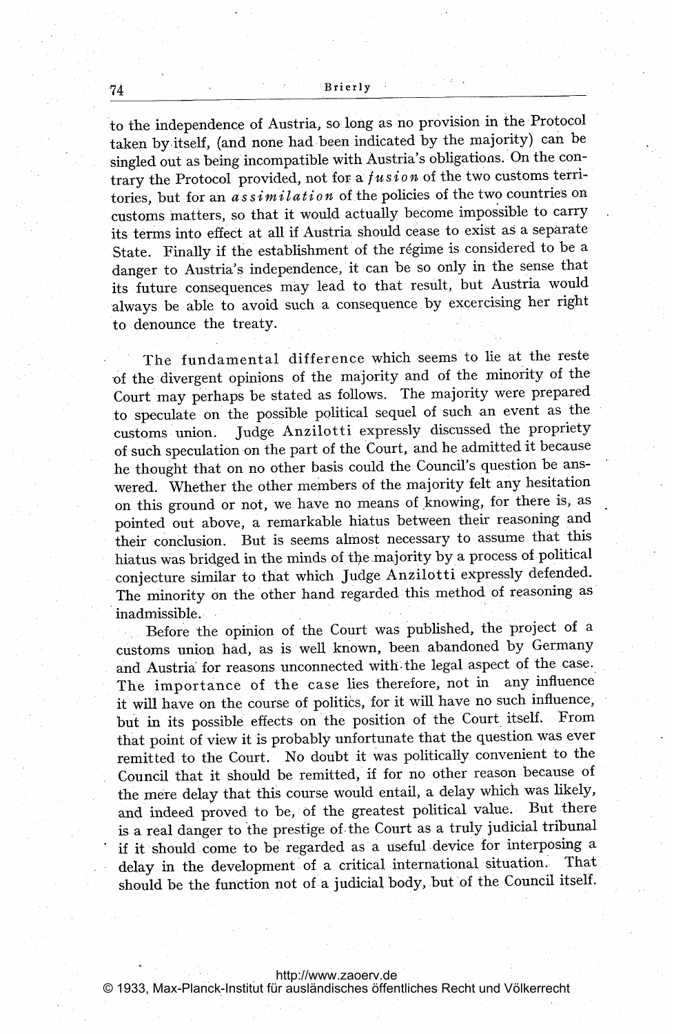to the independence of Austria, so long as no provision in the Protocol taken by itself, (and none had been indicated by the majority) can be singled out as being incompatible with Austria's obligations. On the contrary the Protocol provided, not for a *fusion* of the two customs territories, but for an *assimilation* of the policies of the two countries on customs matters, so that it would actually become impossible to carry its terms into effect at all if Austria should cease to exist as a separate State. Finally if the establishment of the régime is considered to be a danger to Austria's independence, it can be so only in the sense that its future consequences may lead to that result, but Austria would always be able to avoid such a consequence by excercising her right to denounce the treaty.

The fundamental difference which seems to lie at the reste of the divergent opinions of the majority and of the minority of the Court may perhaps be stated as follows. The majority were prepared to speculate on the possible political sequel of such an event as the customs union. Judge Anzilotti expressly discussed the propriety of such speculation on the part of the Court, and he admitted it because he thought that on no other basis could the Council's question be answered. Whether the other members of the majority felt any hesitation on this ground or not, we have no means of knowing, for there is, as pointed out above, a remarkable hiatus between their reasoning and their conclusion. But is seems almost necessary to assume that this hiatus was bridged in the minds of the majority by a process of political conjecture similar to that which Judge Anzilotti expressly defended. The minority on the other hand regarded this method of reasoning as inadmissible.

Before the opinion of the Court was published, the project of a customs union had, as is well known, been abandoned by Germany and Austria for reasons unconnected with the legal aspect of the case. The importance of the case lies therefore, not in any influence it will have on the course of politics, for it will have no such influence, but in its possible effects on the position of the Court itself. From that point of view it is probably unfortunate that the question was ever remitted to the Court. No doubt it was politically convenient to the Council that it should be remitted, if for no other reason because of the mere delay that this course would entail, a delay which was likely, and indeed proved to be, of the greatest political value. But there is a real danger to the prestige of the Court as a truly judicial tribunal if it should come to be regarded as a useful device for interposing a delay in the development of a critical international situation. That should be the function not of a judicial body, but of the Council itself.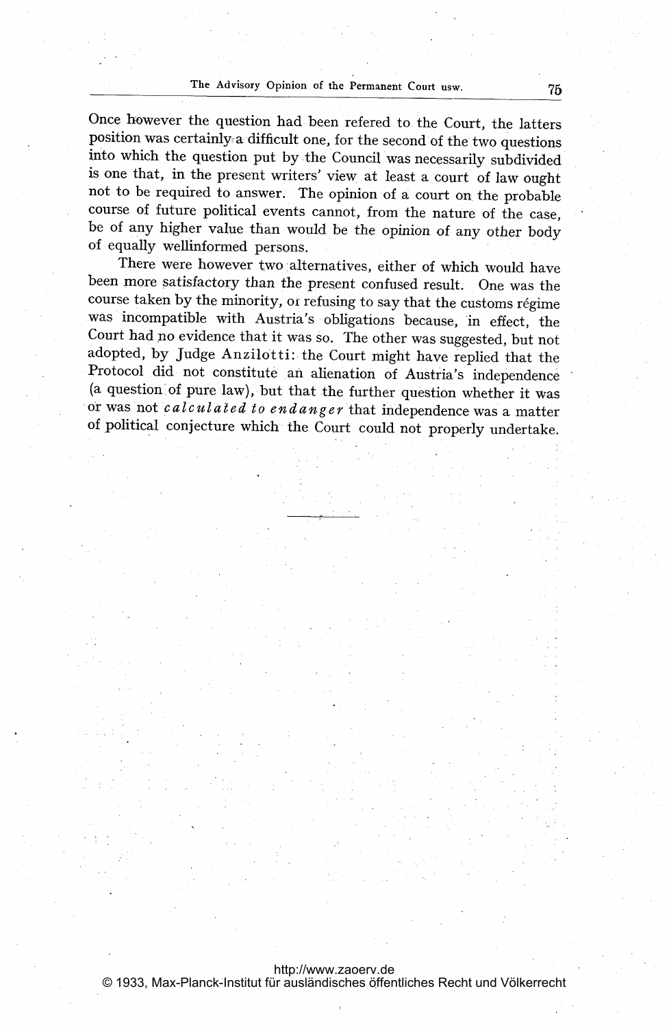Once however the question had been refered to the Court, the latters position was certainly a difficult one, for the second of the two questions into which the question put by the Council was necessarily subdivided is one that, in the present writers' view at least a court of law ought not to be required to answer. The opinion of a court on the probable course of future political events cannot, from the nature of the case, be of any higher value than would be the opinion of any other body of equally wellinformed persons.

There were however two alternatives, either of which would have been more satisfactory than the present confused result. One was the course taken by the minority, or refusing to say that the customs régime was incompatible with Austria's obligations because, in effect, the Court had no evidence that it was so. The other was suggested, but not adopted, by Judge Anzilotti: the Court might have replied that the Protocol did not constitute an alienation of Austria's independence (a question of pure law), but that the further question whether it was or was not *calculated to endanger* that independence was a matter of political conjecture which the Court could not properly undertake.

---